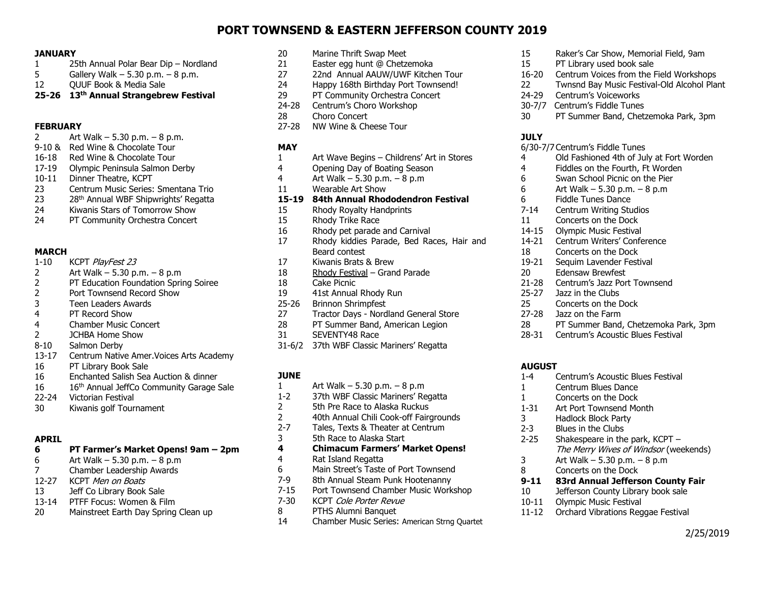# PORT TOWNSEND & EASTERN JEFFERSON COUNTY 2019

### JANUARY

- 1 25th Annual Polar Bear Dip – Nordland
- 5 Gallery Walk – 5.30 p.m. – 8 p.m.
- 12 QUUF Book & Media Sale
- **25-26 13th Annual Strangebrew Festival**

### FEBRUARY

- 2 Art Walk – 5.30 p.m. – 8 p.m.
- 9-10 & Red Wine & Chocolate Tour
- 16-18 Red Wine & Chocolate Tour
- 17-19 Olympic Peninsula Salmon Derby
- 10-11 Dinner Theatre, KCPT
- 23 Centrum Music Series: Smentana Trio
- 23 28th Annual WBF Shipwrights' Regatta
- 24 Kiwanis Stars of Tomorrow Show
- 24 PT Community Orchestra Concert

### MARCH

- 1-10 KCPT *PlayFest 23*
- 2 Art Walk – 5.30 p.m. – 8 p.m
- 2 PT Education Foundation Spring Soiree
- 2 Port Townsend Record Show
- 3 Teen Leaders Awards
- 4 PT Record Show
- 4 Chamber Music Concert
- 2 JCHBA Home Show
- 8-10 Salmon Derby
- 13-17 Centrum Native Amer.Voices Arts Academy
- 16 PT Library Book Sale
- 16 Enchanted Salish Sea Auction & dinner
- 16 16th Annual JeffCo Community Garage Sale
- 22-24 Victorian Festival
- 30 Kiwanis golf Tournament

### APRIL

- **6 PT Farmer's Market Opens! 9am – 2pm**
- 6 Art Walk – 5.30 p.m. – 8 p.m
- 7 Chamber Leadership Awards
- 12-27 KCPT *Men on Boats*
- 13 Jeff Co Library Book Sale
- 13-14 PTFF Focus: Women & Film
- 20 Mainstreet Earth Day Spring Clean up
- 20 Marine Thrift Swap Meet
- 21 Easter egg hunt @ Chetzemoka
- 27 22nd Annual AAUW/UWF Kitchen Tour
- 24 Happy 168th Birthday Port Townsend!
- 29 PT Community Orchestra Concert
- 24-28 Centrum's Choro Workshop
- 28 Choro Concert
- 27-28 NW Wine & Cheese Tour

### MAY

- 1 Art Wave Begins – Childrens' Art in Stores
- 4 Opening Day of Boating Season
- 4 Art Walk – 5.30 p.m. – 8 p.m
- 11 Wearable Art Show
- **15-19 84th Annual Rhododendron Festival**
- 15 Rhody Royalty Handprints
- 15 Rhody Trike Race
- 16 Rhody pet parade and Carnival
- 17 Rhody kiddies Parade, Bed Races, Hair and Beard contest
- 17 Kiwanis Brats & Brew
- 18 Rhody Festival – Grand Parade
- 18 Cake Picnic
- 19 41st Annual Rhody Run
- 25-26 Brinnon Shrimpfest
- 27 Tractor Days - Nordland General Store
- 28 PT Summer Band, American Legion
- 31 SEVENTY48 Race
- 31-6/2 37th WBF Classic Mariners' Regatta

### JUNE

- 1 Art Walk – 5.30 p.m. – 8 p.m
- 1-2 37th WBF Classic Mariners' Regatta
- 2 5th Pre Race to Alaska Ruckus
- 2 40th Annual Chili Cook-off Fairgrounds
- 2-7 Tales, Texts & Theater at Centrum
- 3 5th Race to Alaska Start
- **4 Chimacum Farmers' Market Opens!**
- 4 Rat Island Regatta
- 6 Main Street's Taste of Port Townsend
- 7-9 8th Annual Steam Punk Hootenanny
- 7-15 Port Townsend Chamber Music Workshop
- 7-30 KCPT *Cole Porter Revue*
- 8 PTHS Alumni Banquet
- 14 Chamber Music Series: American Strng Quartet
- 15 Raker's Car Show, Memorial Field, 9am
- 15 PT Library used book sale
- 16-20 Centrum Voices from the Field Workshops
- 22 Twnsnd Bay Music Festival-Old Alcohol Plant
- 24-29 Centrum's Voiceworks
- 30-7/7 Centrum's Fiddle Tunes
- 30 PT Summer Band, Chetzemoka Park, 3pm

### JULY

- 6/30-7/7 Centrum's Fiddle Tunes
- 4 Old Fashioned 4th of July at Fort Worden
- 4 Fiddles on the Fourth, Ft Worden
- 6 Swan School Picnic on the Pier
- 6 Art Walk – 5.30 p.m. – 8 p.m
- 6 Fiddle Tunes Dance
- 7-14 Centrum Writing Studios
- 11 Concerts on the Dock
- 14-15 Olympic Music Festival
- 14-21 Centrum Writers' Conference
- 18 Concerts on the Dock
- 19-21 Sequim Lavender Festival
- 20 Edensaw Brewfest
- 21-28 Centrum's Jazz Port Townsend
- 25-27 Jazz in the Clubs
- 25 Concerts on the Dock
- 27-28 Jazz on the Farm
- 28 PT Summer Band, Chetzemoka Park, 3pm
- 28-31 Centrum's Acoustic Blues Festival

### AUGUST

- 1-4 Centrum's Acoustic Blues Festival
- 1 Centrum Blues Dance
- 1 Concerts on the Dock
- 1-31 Art Port Townsend Month
- 3 Hadlock Block Party
- 2-3 Blues in the Clubs
- 2-25 Shakespeare in the park, KCPT – *The Merry Wives of Windsor* (weekends)
- 3 Art Walk – 5.30 p.m. – 8 p.m
- 8 Concerts on the Dock
- **9-11 83rd Annual Jefferson County Fair**
- 10 Jefferson County Library book sale
- 10-11 Olympic Music Festival
- 11-12 Orchard Vibrations Reggae Festival

2/25/2019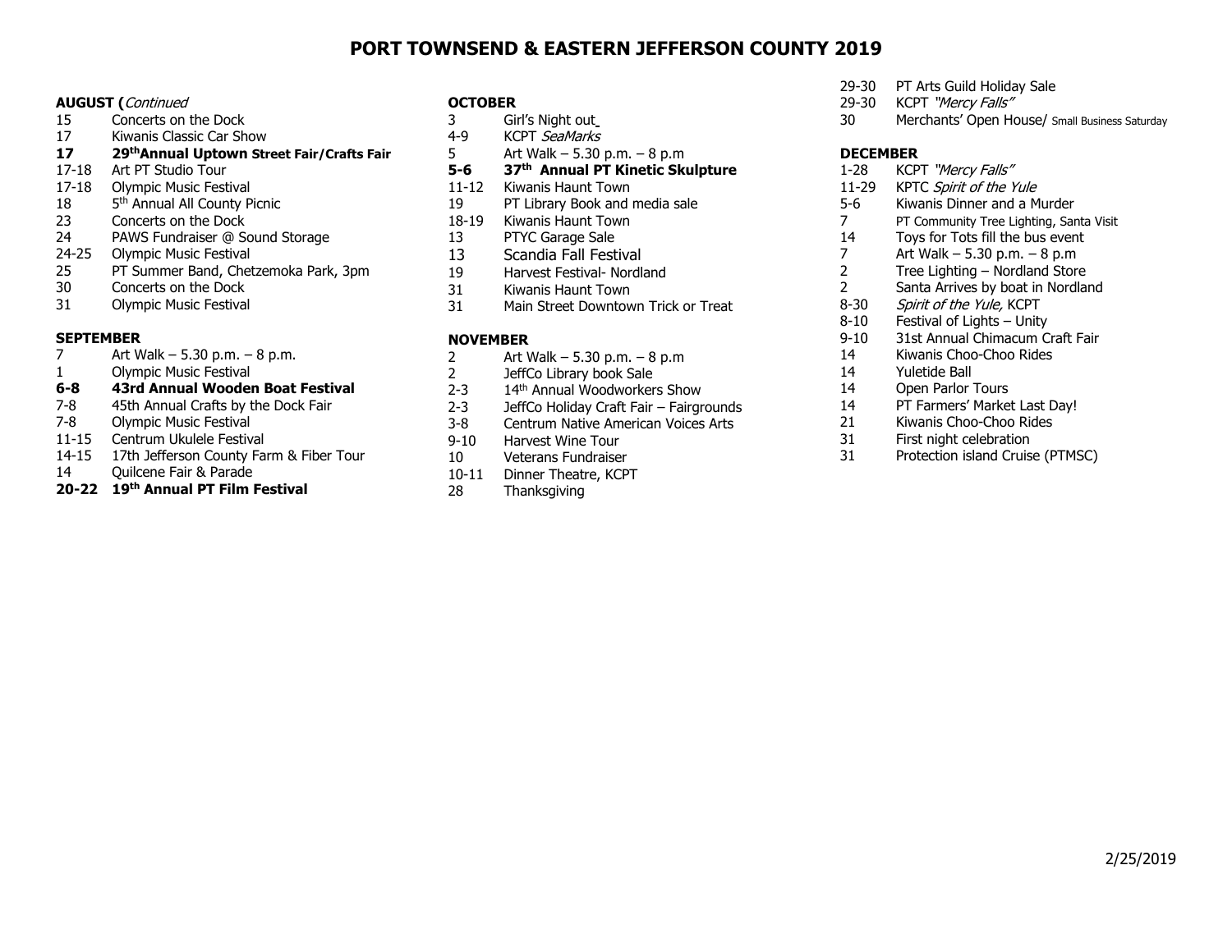# PORT TOWNSEND & EASTERN JEFFERSON COUNTY 2019

**AUGUST (***Continued*

| | |
|---|---|
| 15 | Concerts on the Dock |
| 17 | Kiwanis Classic Car Show |
| **17** | **29th Annual Uptown Street Fair/Crafts Fair** |
| 17-18 | Art PT Studio Tour |
| 17-18 | Olympic Music Festival |
| 18 | 5th Annual All County Picnic |
| 23 | Concerts on the Dock |
| 24 | PAWS Fundraiser @ Sound Storage |
| 24-25 | Olympic Music Festival |
| 25 | PT Summer Band, Chetzemoka Park, 3pm |
| 30 | Concerts on the Dock |
| 31 | Olympic Music Festival |

**SEPTEMBER**

| | |
|---|---|
| 7 | Art Walk – 5.30 p.m. – 8 p.m. |
| 1 | Olympic Music Festival |
| **6-8** | **43rd Annual Wooden Boat Festival** |
| 7-8 | 45th Annual Crafts by the Dock Fair |
| 7-8 | Olympic Music Festival |
| 11-15 | Centrum Ukulele Festival |
| 14-15 | 17th Jefferson County Farm & Fiber Tour |
| 14 | Quilcene Fair & Parade |
| **20-22** | **19th Annual PT Film Festival** |

**OCTOBER**

| | |
|---|---|
| 3 | Girl's Night out |
| 4-9 | KCPT *SeaMarks* |
| 5 | Art Walk – 5.30 p.m. – 8 p.m |
| **5-6** | **37th Annual PT Kinetic Skulpture** |
| 11-12 | Kiwanis Haunt Town |
| 19 | PT Library Book and media sale |
| 18-19 | Kiwanis Haunt Town |
| 13 | PTYC Garage Sale |
| 13 | Scandia Fall Festival |
| 19 | Harvest Festival- Nordland |
| 31 | Kiwanis Haunt Town |
| 31 | Main Street Downtown Trick or Treat |

**NOVEMBER**

| | |
|---|---|
| 2 | Art Walk – 5.30 p.m. – 8 p.m |
| 2 | JeffCo Library book Sale |
| 2-3 | 14th Annual Woodworkers Show |
| 2-3 | JeffCo Holiday Craft Fair – Fairgrounds |
| 3-8 | Centrum Native American Voices Arts |
| 9-10 | Harvest Wine Tour |
| 10 | Veterans Fundraiser |
| 10-11 | Dinner Theatre, KCPT |
| 28 | Thanksgiving |
| 29-30 | PT Arts Guild Holiday Sale |
| 29-30 | KCPT *"Mercy Falls"* |
| 30 | Merchants' Open House/ Small Business Saturday |

**DECEMBER**

| | |
|---|---|
| 1-28 | KCPT *"Mercy Falls"* |
| 11-29 | KPTC *Spirit of the Yule* |
| 5-6 | Kiwanis Dinner and a Murder |
| 7 | PT Community Tree Lighting, Santa Visit |
| 14 | Toys for Tots fill the bus event |
| 7 | Art Walk – 5.30 p.m. – 8 p.m |
| 2 | Tree Lighting – Nordland Store |
| 2 | Santa Arrives by boat in Nordland |
| 8-30 | *Spirit of the Yule,* KCPT |
| 8-10 | Festival of Lights – Unity |
| 9-10 | 31st Annual Chimacum Craft Fair |
| 14 | Kiwanis Choo-Choo Rides |
| 14 | Yuletide Ball |
| 14 | Open Parlor Tours |
| 14 | PT Farmers' Market Last Day! |
| 21 | Kiwanis Choo-Choo Rides |
| 31 | First night celebration |
| 31 | Protection island Cruise (PTMSC) |

2/25/2019